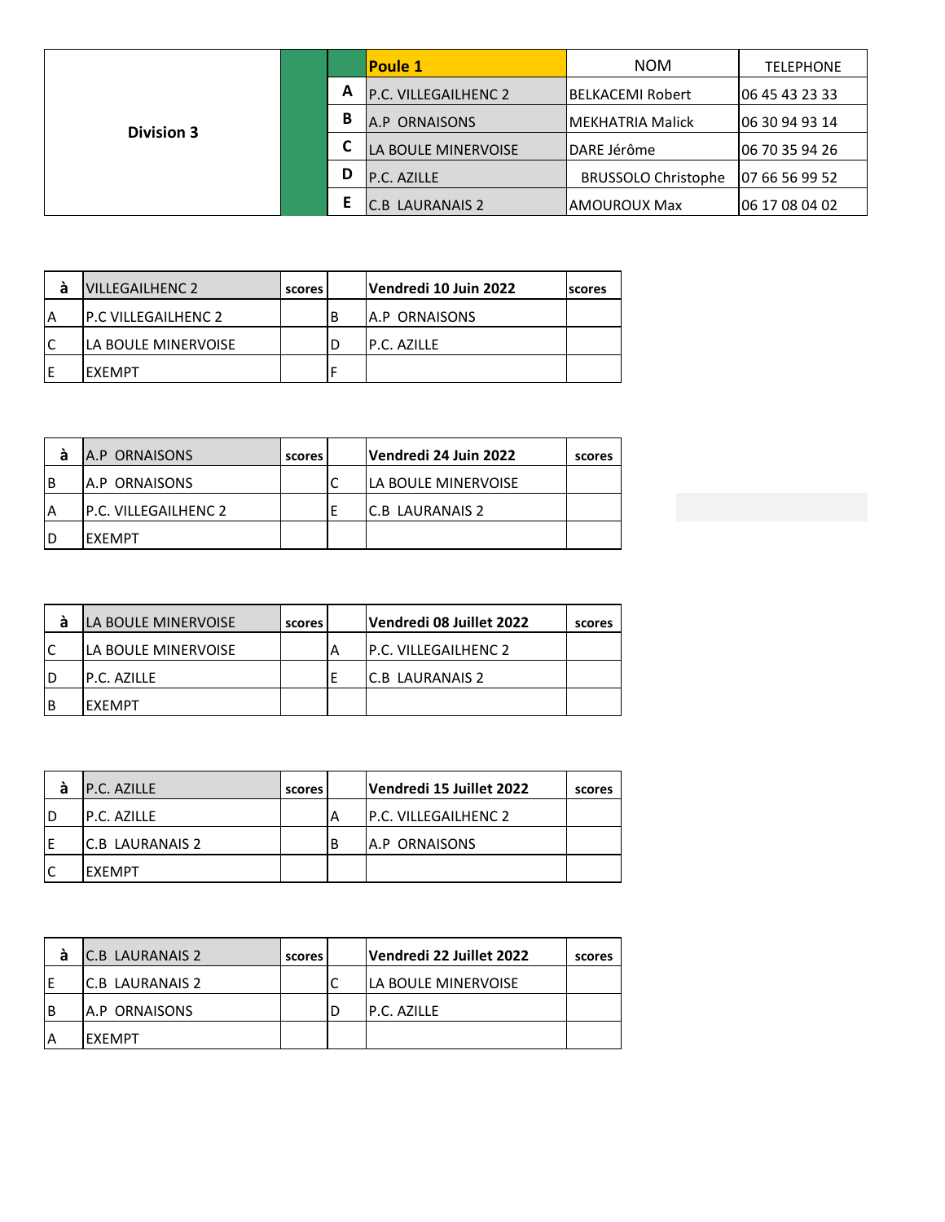| Division 3 | | Poule 1 | NOM | TELEPHONE |
|---|---|---|---|---|
| | A | P.C. VILLEGAILHENC 2 | BELKACEMI Robert | 06 45 43 23 33 |
| | B | A.P ORNAISONS | MEKHATRIA Malick | 06 30 94 93 14 |
| | C | LA BOULE MINERVOISE | DARE Jérôme | 06 70 35 94 26 |
| | D | P.C. AZILLE | BRUSSOLO Christophe | 07 66 56 99 52 |
| | E | C.B LAURANAIS 2 | AMOUROUX Max | 06 17 08 04 02 |

| à | VILLEGAILHENC 2 | scores | | Vendredi 10 Juin 2022 | scores |
|---|---|---|---|---|---|
| A | P.C VILLEGAILHENC 2 | | B | A.P ORNAISONS | |
| C | LA BOULE MINERVOISE | | D | P.C. AZILLE | |
| E | EXEMPT | | F | | |

| à | A.P ORNAISONS | scores | | Vendredi 24 Juin 2022 | scores |
|---|---|---|---|---|---|
| B | A.P ORNAISONS | | C | LA BOULE MINERVOISE | |
| A | P.C. VILLEGAILHENC 2 | | E | C.B LAURANAIS 2 | |
| D | EXEMPT | | | | |

| à | LA BOULE MINERVOISE | scores | | Vendredi 08 Juillet 2022 | scores |
|---|---|---|---|---|---|
| C | LA BOULE MINERVOISE | | A | P.C. VILLEGAILHENC 2 | |
| D | P.C. AZILLE | | E | C.B LAURANAIS 2 | |
| B | EXEMPT | | | | |

| à | P.C. AZILLE | scores | | Vendredi 15 Juillet 2022 | scores |
|---|---|---|---|---|---|
| D | P.C. AZILLE | | A | P.C. VILLEGAILHENC 2 | |
| E | C.B LAURANAIS 2 | | B | A.P ORNAISONS | |
| C | EXEMPT | | | | |

| à | C.B LAURANAIS 2 | scores | | Vendredi 22 Juillet 2022 | scores |
|---|---|---|---|---|---|
| E | C.B LAURANAIS 2 | | C | LA BOULE MINERVOISE | |
| B | A.P ORNAISONS | | D | P.C. AZILLE | |
| A | EXEMPT | | | | |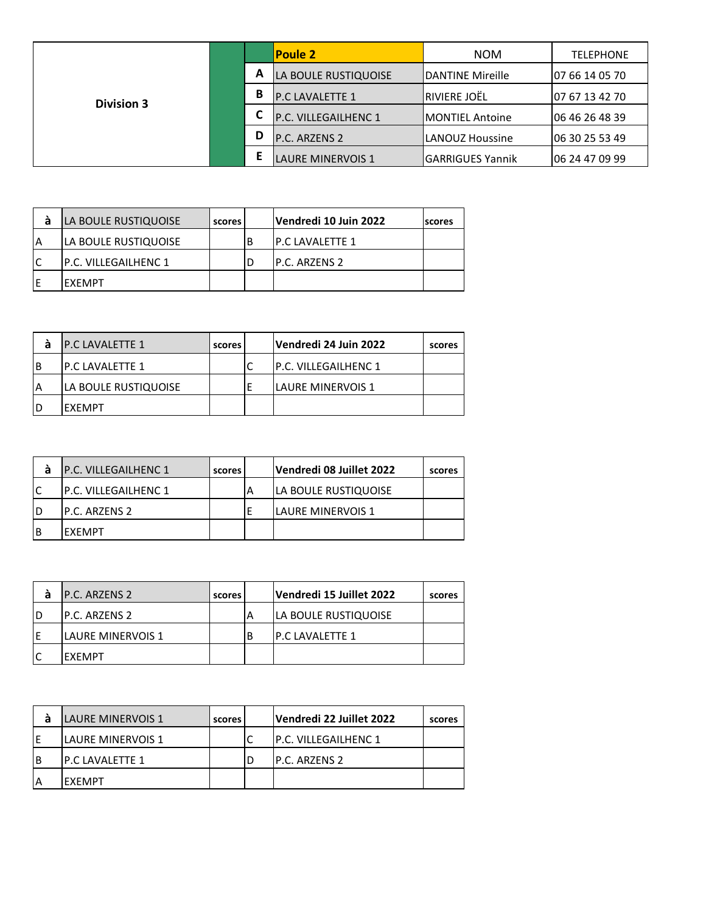| Division 3 | | Poule 2 | NOM | TELEPHONE |
|---|---|---|---|---|
| | A | LA BOULE RUSTIQUOISE | DANTINE Mireille | 07 66 14 05 70 |
| | B | P.C LAVALETTE 1 | RIVIERE JOËL | 07 67 13 42 70 |
| | C | P.C. VILLEGAILHENC 1 | MONTIEL Antoine | 06 46 26 48 39 |
| | D | P.C. ARZENS 2 | LANOUZ Houssine | 06 30 25 53 49 |
| | E | LAURE MINERVOIS 1 | GARRIGUES Yannik | 06 24 47 09 99 |

| à | LA BOULE RUSTIQUOISE | scores | | Vendredi 10 Juin 2022 | scores |
|---|---|---|---|---|---|
| A | LA BOULE RUSTIQUOISE | | B | P.C LAVALETTE 1 | |
| C | P.C. VILLEGAILHENC 1 | | D | P.C. ARZENS 2 | |
| E | EXEMPT | | | | |

| à | P.C LAVALETTE 1 | scores | | Vendredi 24 Juin 2022 | scores |
|---|---|---|---|---|---|
| B | P.C LAVALETTE 1 | | C | P.C. VILLEGAILHENC 1 | |
| A | LA BOULE RUSTIQUOISE | | E | LAURE MINERVOIS 1 | |
| D | EXEMPT | | | | |

| à | P.C. VILLEGAILHENC 1 | scores | | Vendredi 08 Juillet 2022 | scores |
|---|---|---|---|---|---|
| C | P.C. VILLEGAILHENC 1 | | A | LA BOULE RUSTIQUOISE | |
| D | P.C. ARZENS 2 | | E | LAURE MINERVOIS 1 | |
| B | EXEMPT | | | | |

| à | P.C. ARZENS 2 | scores | | Vendredi 15 Juillet 2022 | scores |
|---|---|---|---|---|---|
| D | P.C. ARZENS 2 | | A | LA BOULE RUSTIQUOISE | |
| E | LAURE MINERVOIS 1 | | B | P.C LAVALETTE 1 | |
| C | EXEMPT | | | | |

| à | LAURE MINERVOIS 1 | scores | | Vendredi 22 Juillet 2022 | scores |
|---|---|---|---|---|---|
| E | LAURE MINERVOIS 1 | | C | P.C. VILLEGAILHENC 1 | |
| B | P.C LAVALETTE 1 | | D | P.C. ARZENS 2 | |
| A | EXEMPT | | | | |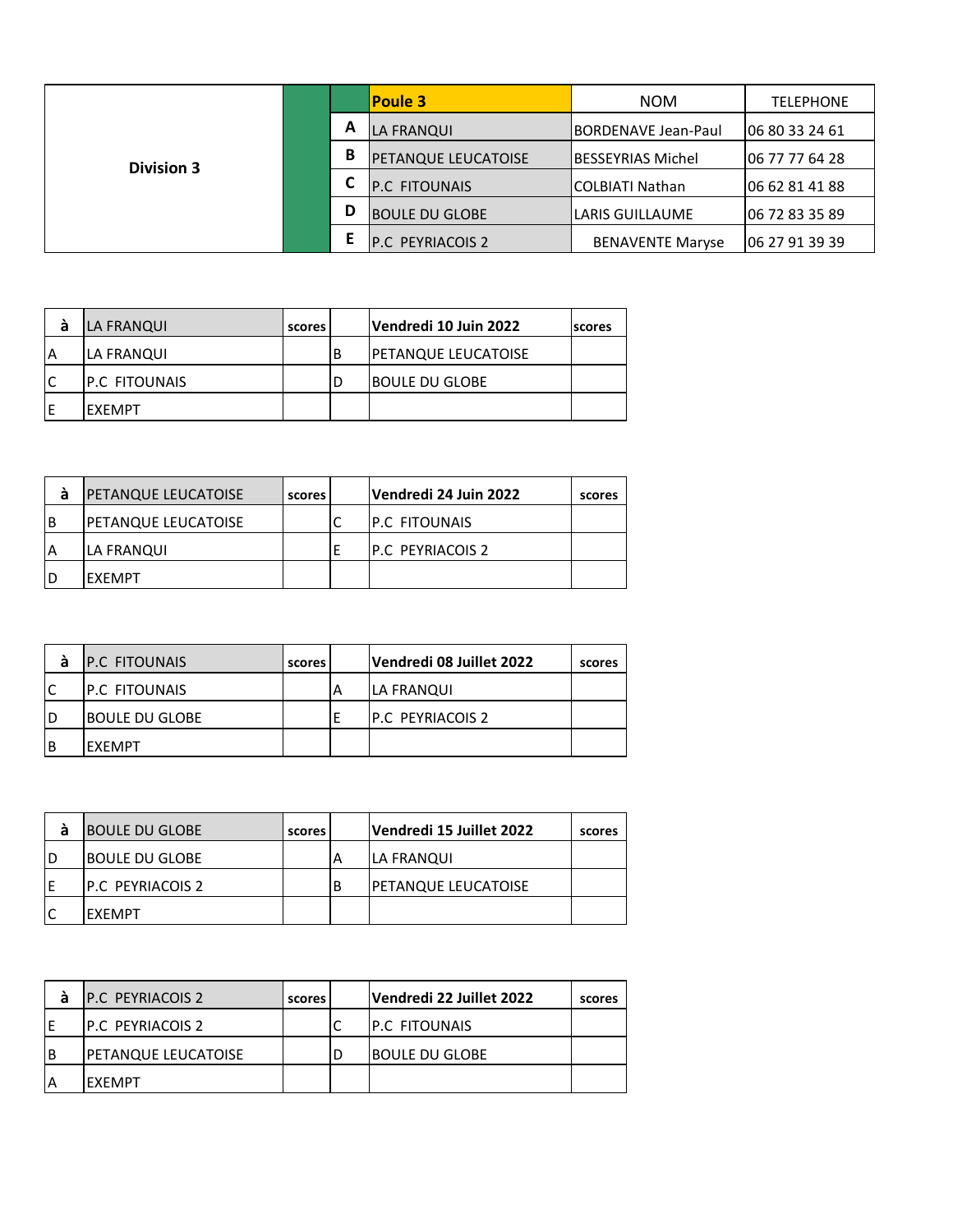| Division 3 | | | Poule 3 | NOM | TELEPHONE |
|---|---|---|---|---|---|
| | | A | LA FRANQUI | BORDENAVE Jean-Paul | 06 80 33 24 61 |
| | | B | PETANQUE LEUCATOISE | BESSEYRIAS Michel | 06 77 77 64 28 |
| | | C | P.C FITOUNAIS | COLBIATI Nathan | 06 62 81 41 88 |
| | | D | BOULE DU GLOBE | LARIS GUILLAUME | 06 72 83 35 89 |
| | | E | P.C PEYRIACOIS 2 | BENAVENTE Maryse | 06 27 91 39 39 |

| à | LA FRANQUI | scores | | Vendredi 10 Juin 2022 | scores |
|---|---|---|---|---|---|
| A | LA FRANQUI | | B | PETANQUE LEUCATOISE | |
| C | P.C FITOUNAIS | | D | BOULE DU GLOBE | |
| E | EXEMPT | | | | |

| à | PETANQUE LEUCATOISE | scores | | Vendredi 24 Juin 2022 | scores |
|---|---|---|---|---|---|
| B | PETANQUE LEUCATOISE | | C | P.C FITOUNAIS | |
| A | LA FRANQUI | | E | P.C PEYRIACOIS 2 | |
| D | EXEMPT | | | | |

| à | P.C FITOUNAIS | scores | | Vendredi 08 Juillet 2022 | scores |
|---|---|---|---|---|---|
| C | P.C FITOUNAIS | | A | LA FRANQUI | |
| D | BOULE DU GLOBE | | E | P.C PEYRIACOIS 2 | |
| B | EXEMPT | | | | |

| à | BOULE DU GLOBE | scores | | Vendredi 15 Juillet 2022 | scores |
|---|---|---|---|---|---|
| D | BOULE DU GLOBE | | A | LA FRANQUI | |
| E | P.C PEYRIACOIS 2 | | B | PETANQUE LEUCATOISE | |
| C | EXEMPT | | | | |

| à | P.C PEYRIACOIS 2 | scores | | Vendredi 22 Juillet 2022 | scores |
|---|---|---|---|---|---|
| E | P.C PEYRIACOIS 2 | | C | P.C FITOUNAIS | |
| B | PETANQUE LEUCATOISE | | D | BOULE DU GLOBE | |
| A | EXEMPT | | | | |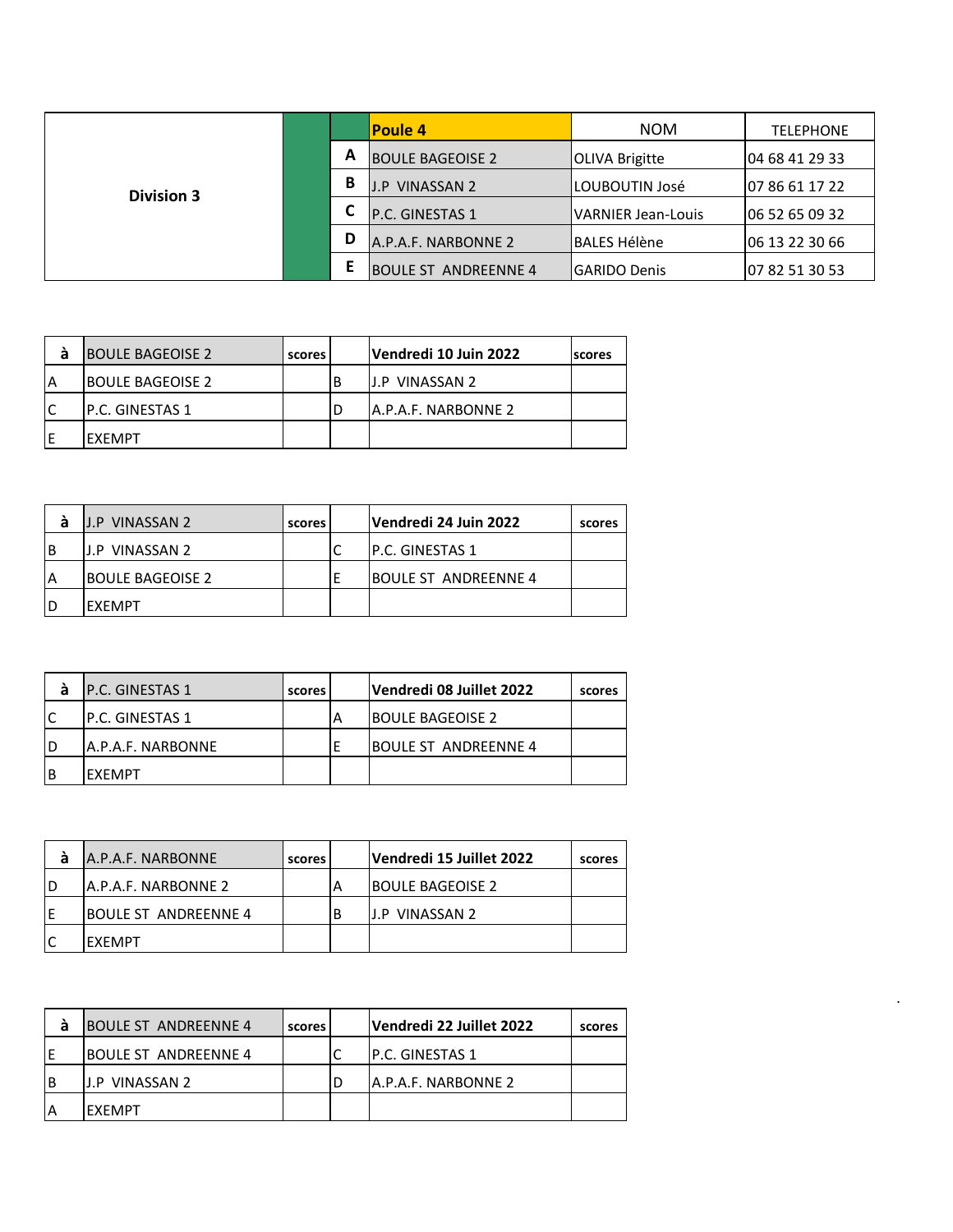| Division 3 | | Poule 4 | NOM | TELEPHONE |
|---|---|---|---|---|
| | A | BOULE BAGEOISE 2 | OLIVA Brigitte | 04 68 41 29 33 |
| | B | J.P VINASSAN 2 | LOUBOUTIN José | 07 86 61 17 22 |
| | C | P.C. GINESTAS 1 | VARNIER Jean-Louis | 06 52 65 09 32 |
| | D | A.P.A.F. NARBONNE 2 | BALES Hélène | 06 13 22 30 66 |
| | E | BOULE ST ANDREENNE 4 | GARIDO Denis | 07 82 51 30 53 |

| à | BOULE BAGEOISE 2 | scores | | Vendredi 10 Juin 2022 | scores |
|---|---|---|---|---|---|
| A | BOULE BAGEOISE 2 | | B | J.P VINASSAN 2 | |
| C | P.C. GINESTAS 1 | | D | A.P.A.F. NARBONNE 2 | |
| E | EXEMPT | | | | |

| à | J.P VINASSAN 2 | scores | | Vendredi 24 Juin 2022 | scores |
|---|---|---|---|---|---|
| B | J.P VINASSAN 2 | | C | P.C. GINESTAS 1 | |
| A | BOULE BAGEOISE 2 | | E | BOULE ST ANDREENNE 4 | |
| D | EXEMPT | | | | |

| à | P.C. GINESTAS 1 | scores | | Vendredi 08 Juillet 2022 | scores |
|---|---|---|---|---|---|
| C | P.C. GINESTAS 1 | | A | BOULE BAGEOISE 2 | |
| D | A.P.A.F. NARBONNE | | E | BOULE ST ANDREENNE 4 | |
| B | EXEMPT | | | | |

| à | A.P.A.F. NARBONNE | scores | | Vendredi 15 Juillet 2022 | scores |
|---|---|---|---|---|---|
| D | A.P.A.F. NARBONNE 2 | | A | BOULE BAGEOISE 2 | |
| E | BOULE ST ANDREENNE 4 | | B | J.P VINASSAN 2 | |
| C | EXEMPT | | | | |

| à | BOULE ST ANDREENNE 4 | scores | | Vendredi 22 Juillet 2022 | scores |
|---|---|---|---|---|---|
| E | BOULE ST ANDREENNE 4 | | C | P.C. GINESTAS 1 | |
| B | J.P VINASSAN 2 | | D | A.P.A.F. NARBONNE 2 | |
| A | EXEMPT | | | | |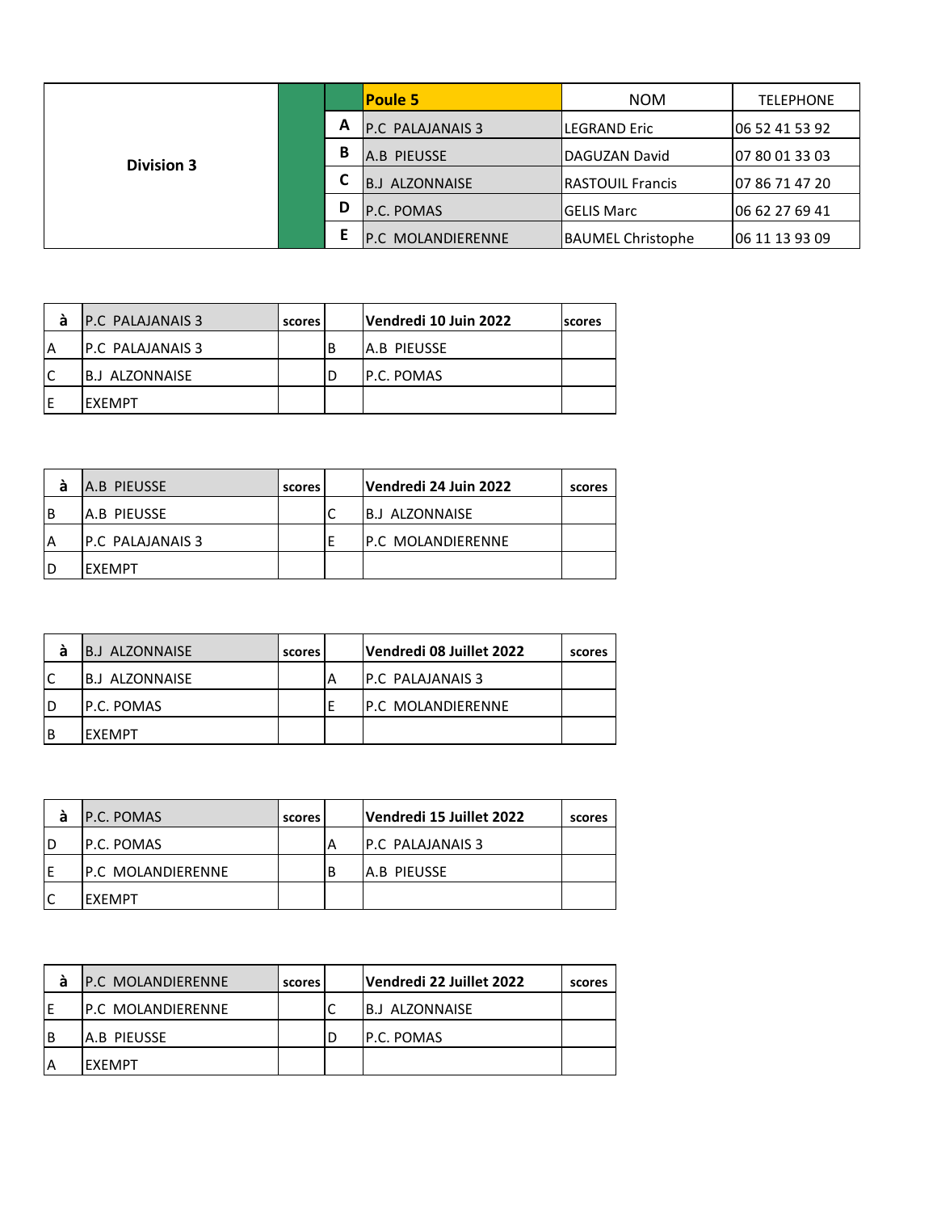| Division 3 | | Poule 5 | NOM | TELEPHONE |
|---|---|---|---|---|
| | A | P.C PALAJANAIS 3 | LEGRAND Eric | 06 52 41 53 92 |
| | B | A.B PIEUSSE | DAGUZAN David | 07 80 01 33 03 |
| | C | B.J ALZONNAISE | RASTOUIL Francis | 07 86 71 47 20 |
| | D | P.C. POMAS | GELIS Marc | 06 62 27 69 41 |
| | E | P.C MOLANDIERENNE | BAUMEL Christophe | 06 11 13 93 09 |

| à | P.C PALAJANAIS 3 | scores | | Vendredi 10 Juin 2022 | scores |
|---|---|---|---|---|---|
| A | P.C PALAJANAIS 3 | | B | A.B PIEUSSE | |
| C | B.J ALZONNAISE | | D | P.C. POMAS | |
| E | EXEMPT | | | | |

| à | A.B PIEUSSE | scores | | Vendredi 24 Juin 2022 | scores |
|---|---|---|---|---|---|
| B | A.B PIEUSSE | | C | B.J ALZONNAISE | |
| A | P.C PALAJANAIS 3 | | E | P.C MOLANDIERENNE | |
| D | EXEMPT | | | | |

| à | B.J ALZONNAISE | scores | | Vendredi 08 Juillet 2022 | scores |
|---|---|---|---|---|---|
| C | B.J ALZONNAISE | | A | P.C PALAJANAIS 3 | |
| D | P.C. POMAS | | E | P.C MOLANDIERENNE | |
| B | EXEMPT | | | | |

| à | P.C. POMAS | scores | | Vendredi 15 Juillet 2022 | scores |
|---|---|---|---|---|---|
| D | P.C. POMAS | | A | P.C PALAJANAIS 3 | |
| E | P.C MOLANDIERENNE | | B | A.B PIEUSSE | |
| C | EXEMPT | | | | |

| à | P.C MOLANDIERENNE | scores | | Vendredi 22 Juillet 2022 | scores |
|---|---|---|---|---|---|
| E | P.C MOLANDIERENNE | | C | B.J ALZONNAISE | |
| B | A.B PIEUSSE | | D | P.C. POMAS | |
| A | EXEMPT | | | | |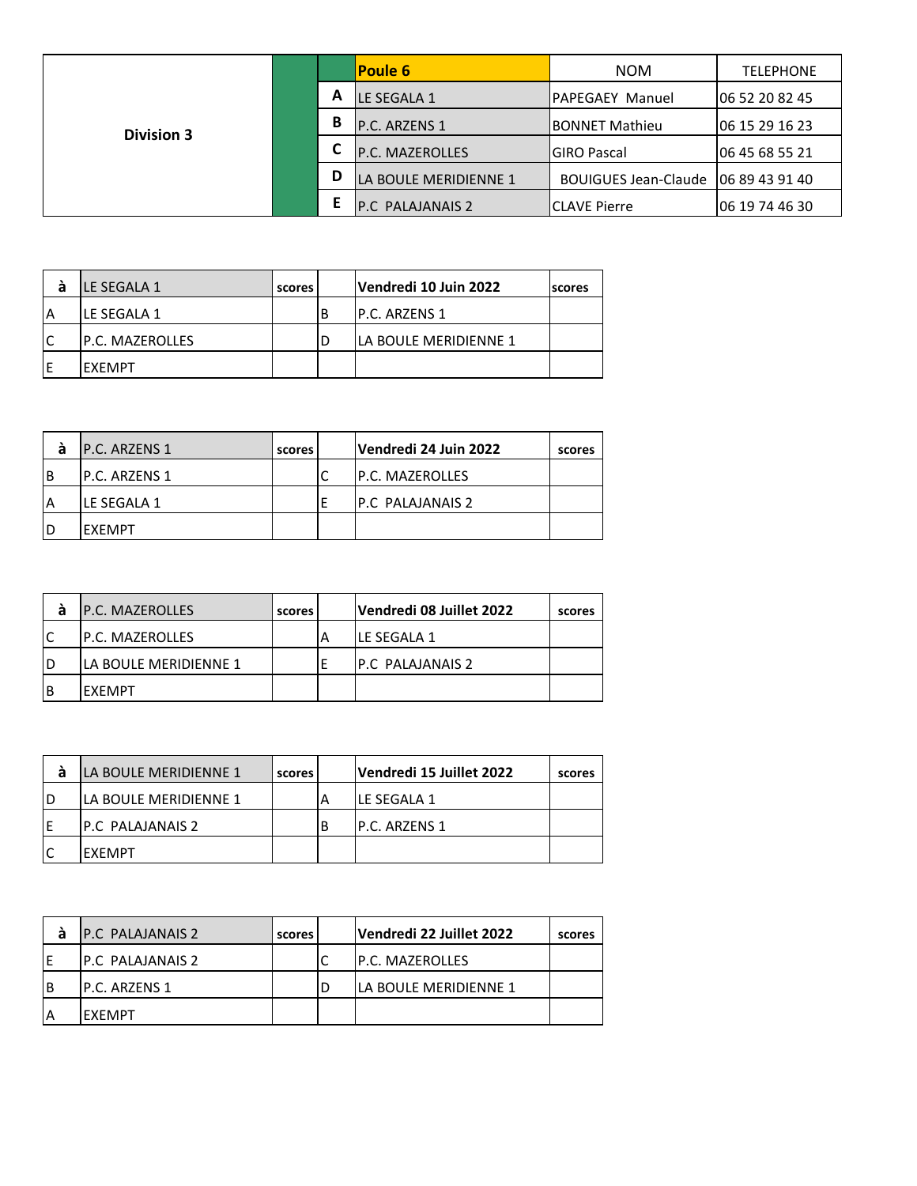| Division 3 | | | Poule 6 | NOM | TELEPHONE |
|---|---|---|---|---|---|
| | | A | LE SEGALA 1 | PAPEGAEY Manuel | 06 52 20 82 45 |
| | | B | P.C. ARZENS 1 | BONNET Mathieu | 06 15 29 16 23 |
| | | C | P.C. MAZEROLLES | GIRO Pascal | 06 45 68 55 21 |
| | | D | LA BOULE MERIDIENNE 1 | BOUIGUES Jean-Claude | 06 89 43 91 40 |
| | | E | P.C PALAJANAIS 2 | CLAVE Pierre | 06 19 74 46 30 |

| à | LE SEGALA 1 | scores | | Vendredi 10 Juin 2022 | scores |
|---|---|---|---|---|---|
| A | LE SEGALA 1 | | B | P.C. ARZENS 1 | |
| C | P.C. MAZEROLLES | | D | LA BOULE MERIDIENNE 1 | |
| E | EXEMPT | | | | |

| à | P.C. ARZENS 1 | scores | | Vendredi 24 Juin 2022 | scores |
|---|---|---|---|---|---|
| B | P.C. ARZENS 1 | | C | P.C. MAZEROLLES | |
| A | LE SEGALA 1 | | E | P.C PALAJANAIS 2 | |
| D | EXEMPT | | | | |

| à | P.C. MAZEROLLES | scores | | Vendredi 08 Juillet 2022 | scores |
|---|---|---|---|---|---|
| C | P.C. MAZEROLLES | | A | LE SEGALA 1 | |
| D | LA BOULE MERIDIENNE 1 | | E | P.C PALAJANAIS 2 | |
| B | EXEMPT | | | | |

| à | LA BOULE MERIDIENNE 1 | scores | | Vendredi 15 Juillet 2022 | scores |
|---|---|---|---|---|---|
| D | LA BOULE MERIDIENNE 1 | | A | LE SEGALA 1 | |
| E | P.C PALAJANAIS 2 | | B | P.C. ARZENS 1 | |
| C | EXEMPT | | | | |

| à | P.C PALAJANAIS 2 | scores | | Vendredi 22 Juillet 2022 | scores |
|---|---|---|---|---|---|
| E | P.C PALAJANAIS 2 | | C | P.C. MAZEROLLES | |
| B | P.C. ARZENS 1 | | D | LA BOULE MERIDIENNE 1 | |
| A | EXEMPT | | | | |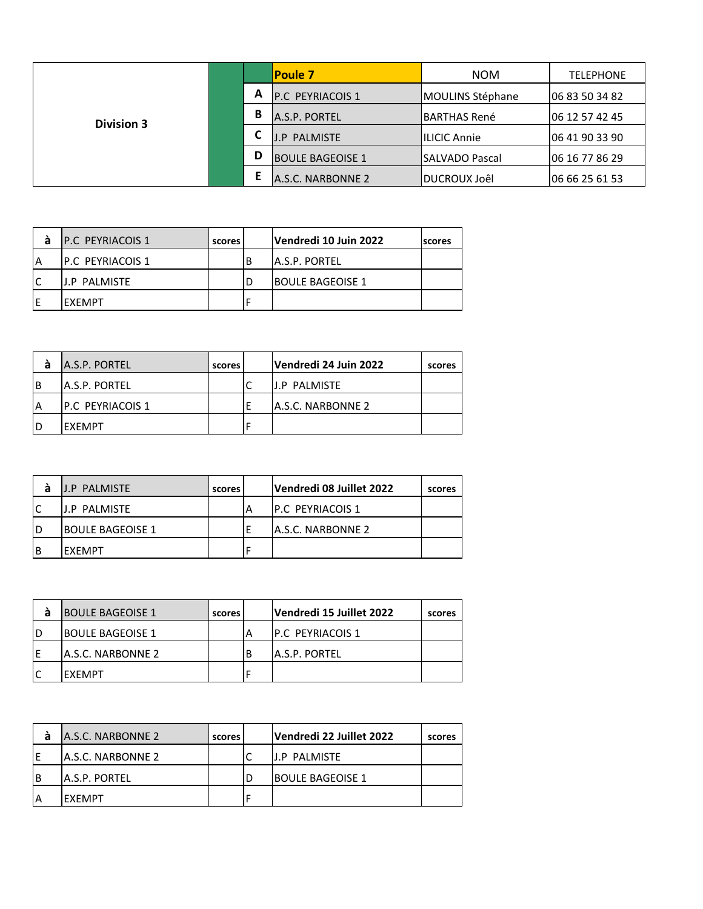| Division 3 | | Poule 7 | NOM | TELEPHONE |
|---|---|---|---|---|
| | A | P.C PEYRIACOIS 1 | MOULINS Stéphane | 06 83 50 34 82 |
| | B | A.S.P. PORTEL | BARTHAS René | 06 12 57 42 45 |
| | C | J.P PALMISTE | ILICIC Annie | 06 41 90 33 90 |
| | D | BOULE BAGEOISE 1 | SALVADO Pascal | 06 16 77 86 29 |
| | E | A.S.C. NARBONNE 2 | DUCROUX Joêl | 06 66 25 61 53 |

| à | P.C PEYRIACOIS 1 | scores | | Vendredi 10 Juin 2022 | scores |
|---|---|---|---|---|---|
| A | P.C PEYRIACOIS 1 | | B | A.S.P. PORTEL | |
| C | J.P PALMISTE | | D | BOULE BAGEOISE 1 | |
| E | EXEMPT | | F | | |

| à | A.S.P. PORTEL | scores | | Vendredi 24 Juin 2022 | scores |
|---|---|---|---|---|---|
| B | A.S.P. PORTEL | | C | J.P PALMISTE | |
| A | P.C PEYRIACOIS 1 | | E | A.S.C. NARBONNE 2 | |
| D | EXEMPT | | F | | |

| à | J.P PALMISTE | scores | | Vendredi 08 Juillet 2022 | scores |
|---|---|---|---|---|---|
| C | J.P PALMISTE | | A | P.C PEYRIACOIS 1 | |
| D | BOULE BAGEOISE 1 | | E | A.S.C. NARBONNE 2 | |
| B | EXEMPT | | F | | |

| à | BOULE BAGEOISE 1 | scores | | Vendredi 15 Juillet 2022 | scores |
|---|---|---|---|---|---|
| D | BOULE BAGEOISE 1 | | A | P.C PEYRIACOIS 1 | |
| E | A.S.C. NARBONNE 2 | | B | A.S.P. PORTEL | |
| C | EXEMPT | | F | | |

| à | A.S.C. NARBONNE 2 | scores | | Vendredi 22 Juillet 2022 | scores |
|---|---|---|---|---|---|
| E | A.S.C. NARBONNE 2 | | C | J.P PALMISTE | |
| B | A.S.P. PORTEL | | D | BOULE BAGEOISE 1 | |
| A | EXEMPT | | F | | |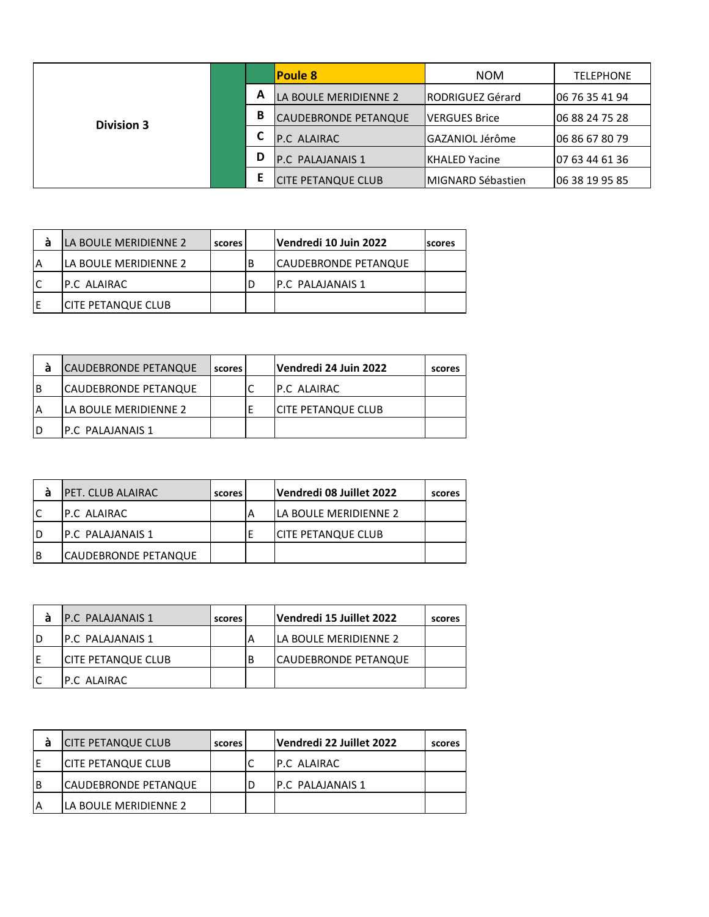| Division 3 | | | Poule 8 | NOM | TELEPHONE |
|---|---|---|---|---|---|
| | | A | LA BOULE MERIDIENNE 2 | RODRIGUEZ Gérard | 06 76 35 41 94 |
| | | B | CAUDEBRONDE PETANQUE | VERGUES Brice | 06 88 24 75 28 |
| | | C | P.C ALAIRAC | GAZANIOL Jérôme | 06 86 67 80 79 |
| | | D | P.C PALAJANAIS 1 | KHALED Yacine | 07 63 44 61 36 |
| | | E | CITE PETANQUE CLUB | MIGNARD Sébastien | 06 38 19 95 85 |

| à | LA BOULE MERIDIENNE 2 | scores | | Vendredi 10 Juin 2022 | scores |
|---|---|---|---|---|---|
| A | LA BOULE MERIDIENNE 2 | | B | CAUDEBRONDE PETANQUE | |
| C | P.C ALAIRAC | | D | P.C PALAJANAIS 1 | |
| E | CITE PETANQUE CLUB | | | | |

| à | CAUDEBRONDE PETANQUE | scores | | Vendredi 24 Juin 2022 | scores |
|---|---|---|---|---|---|
| B | CAUDEBRONDE PETANQUE | | C | P.C ALAIRAC | |
| A | LA BOULE MERIDIENNE 2 | | E | CITE PETANQUE CLUB | |
| D | P.C PALAJANAIS 1 | | | | |

| à | PET. CLUB ALAIRAC | scores | | Vendredi 08 Juillet 2022 | scores |
|---|---|---|---|---|---|
| C | P.C ALAIRAC | | A | LA BOULE MERIDIENNE 2 | |
| D | P.C PALAJANAIS 1 | | E | CITE PETANQUE CLUB | |
| B | CAUDEBRONDE PETANQUE | | | | |

| à | P.C PALAJANAIS 1 | scores | | Vendredi 15 Juillet 2022 | scores |
|---|---|---|---|---|---|
| D | P.C PALAJANAIS 1 | | A | LA BOULE MERIDIENNE 2 | |
| E | CITE PETANQUE CLUB | | B | CAUDEBRONDE PETANQUE | |
| C | P.C ALAIRAC | | | | |

| à | CITE PETANQUE CLUB | scores | | Vendredi 22 Juillet 2022 | scores |
|---|---|---|---|---|---|
| E | CITE PETANQUE CLUB | | C | P.C ALAIRAC | |
| B | CAUDEBRONDE PETANQUE | | D | P.C PALAJANAIS 1 | |
| A | LA BOULE MERIDIENNE 2 | | | | |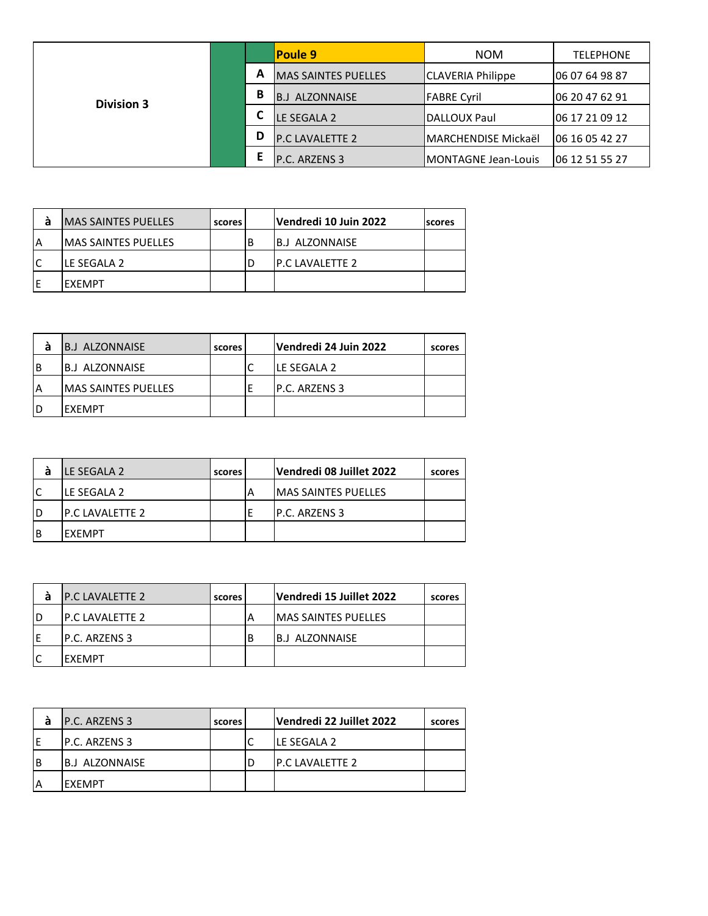| Division 3 | | Poule 9 | NOM | TELEPHONE |
|---|---|---|---|---|
| | A | MAS SAINTES PUELLES | CLAVERIA Philippe | 06 07 64 98 87 |
| | B | B.J ALZONNAISE | FABRE Cyril | 06 20 47 62 91 |
| | C | LE SEGALA 2 | DALLOUX Paul | 06 17 21 09 12 |
| | D | P.C LAVALETTE 2 | MARCHENDISE Mickaël | 06 16 05 42 27 |
| | E | P.C. ARZENS 3 | MONTAGNE Jean-Louis | 06 12 51 55 27 |

| à | MAS SAINTES PUELLES | scores | | Vendredi 10 Juin 2022 | scores |
|---|---|---|---|---|---|
| A | MAS SAINTES PUELLES | | B | B.J ALZONNAISE | |
| C | LE SEGALA 2 | | D | P.C LAVALETTE 2 | |
| E | EXEMPT | | | | |

| à | B.J ALZONNAISE | scores | | Vendredi 24 Juin 2022 | scores |
|---|---|---|---|---|---|
| B | B.J ALZONNAISE | | C | LE SEGALA 2 | |
| A | MAS SAINTES PUELLES | | E | P.C. ARZENS 3 | |
| D | EXEMPT | | | | |

| à | LE SEGALA 2 | scores | | Vendredi 08 Juillet 2022 | scores |
|---|---|---|---|---|---|
| C | LE SEGALA 2 | | A | MAS SAINTES PUELLES | |
| D | P.C LAVALETTE 2 | | E | P.C. ARZENS 3 | |
| B | EXEMPT | | | | |

| à | P.C LAVALETTE 2 | scores | | Vendredi 15 Juillet 2022 | scores |
|---|---|---|---|---|---|
| D | P.C LAVALETTE 2 | | A | MAS SAINTES PUELLES | |
| E | P.C. ARZENS 3 | | B | B.J ALZONNAISE | |
| C | EXEMPT | | | | |

| à | P.C. ARZENS 3 | scores | | Vendredi 22 Juillet 2022 | scores |
|---|---|---|---|---|---|
| E | P.C. ARZENS 3 | | C | LE SEGALA 2 | |
| B | B.J ALZONNAISE | | D | P.C LAVALETTE 2 | |
| A | EXEMPT | | | | |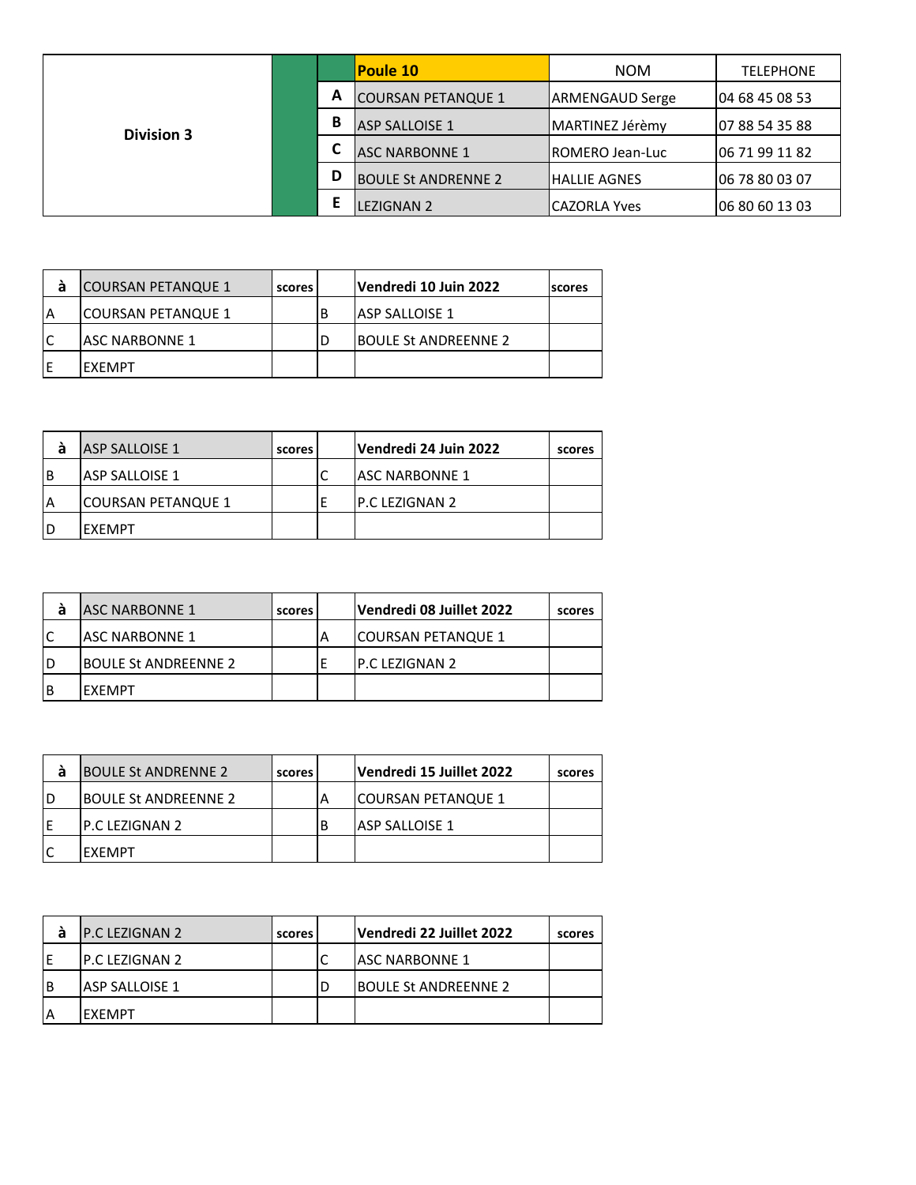| Division 3 | | | Poule 10 | NOM | TELEPHONE |
|---|---|---|---|---|---|
| | | A | COURSAN PETANQUE 1 | ARMENGAUD Serge | 04 68 45 08 53 |
| | | B | ASP SALLOISE 1 | MARTINEZ Jérèmy | 07 88 54 35 88 |
| | | C | ASC NARBONNE 1 | ROMERO Jean-Luc | 06 71 99 11 82 |
| | | D | BOULE St ANDRENNE 2 | HALLIE AGNES | 06 78 80 03 07 |
| | | E | LEZIGNAN 2 | CAZORLA Yves | 06 80 60 13 03 |

| à | COURSAN PETANQUE 1 | scores | | Vendredi 10 Juin 2022 | scores |
|---|---|---|---|---|---|
| A | COURSAN PETANQUE 1 | | B | ASP SALLOISE 1 | |
| C | ASC NARBONNE 1 | | D | BOULE St ANDREENNE 2 | |
| E | EXEMPT | | | | |

| à | ASP SALLOISE 1 | scores | | Vendredi 24 Juin 2022 | scores |
|---|---|---|---|---|---|
| B | ASP SALLOISE 1 | | C | ASC NARBONNE 1 | |
| A | COURSAN PETANQUE 1 | | E | P.C LEZIGNAN 2 | |
| D | EXEMPT | | | | |

| à | ASC NARBONNE 1 | scores | | Vendredi 08 Juillet 2022 | scores |
|---|---|---|---|---|---|
| C | ASC NARBONNE 1 | | A | COURSAN PETANQUE 1 | |
| D | BOULE St ANDREENNE 2 | | E | P.C LEZIGNAN 2 | |
| B | EXEMPT | | | | |

| à | BOULE St ANDRENNE 2 | scores | | Vendredi 15 Juillet 2022 | scores |
|---|---|---|---|---|---|
| D | BOULE St ANDREENNE 2 | | A | COURSAN PETANQUE 1 | |
| E | P.C LEZIGNAN 2 | | B | ASP SALLOISE 1 | |
| C | EXEMPT | | | | |

| à | P.C LEZIGNAN 2 | scores | | Vendredi 22 Juillet 2022 | scores |
|---|---|---|---|---|---|
| E | P.C LEZIGNAN 2 | | C | ASC NARBONNE 1 | |
| B | ASP SALLOISE 1 | | D | BOULE St ANDREENNE 2 | |
| A | EXEMPT | | | | |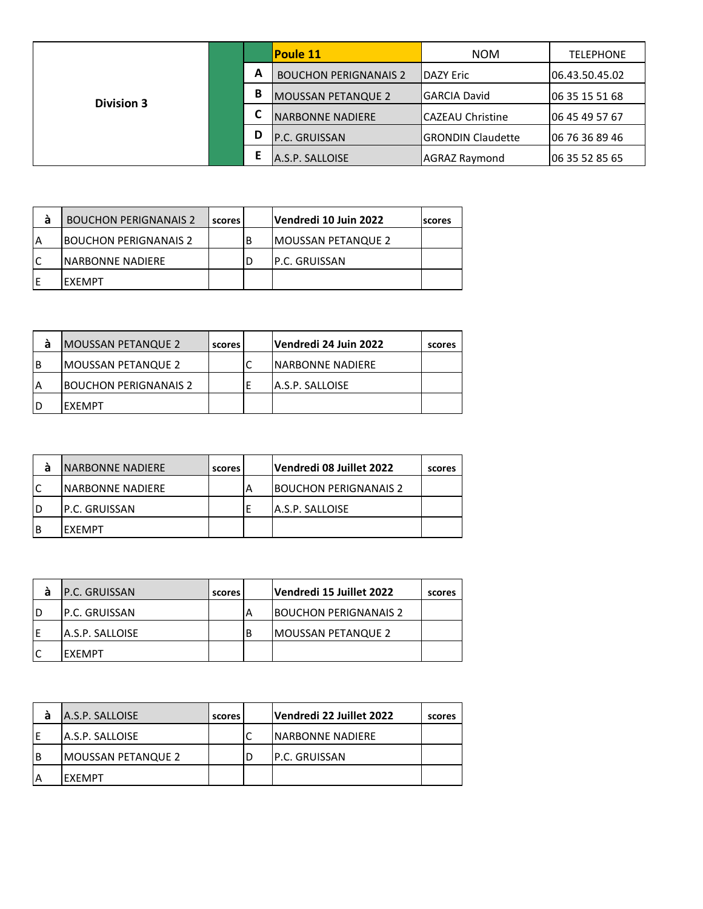| Division 3 | | | Poule 11 | NOM | TELEPHONE |
|---|---|---|---|---|---|
| | | A | BOUCHON PERIGNANAIS 2 | DAZY Eric | 06.43.50.45.02 |
| | | B | MOUSSAN PETANQUE 2 | GARCIA David | 06 35 15 51 68 |
| | | C | NARBONNE NADIERE | CAZEAU Christine | 06 45 49 57 67 |
| | | D | P.C. GRUISSAN | GRONDIN Claudette | 06 76 36 89 46 |
| | | E | A.S.P. SALLOISE | AGRAZ Raymond | 06 35 52 85 65 |

| à | BOUCHON PERIGNANAIS 2 | scores | | Vendredi 10 Juin 2022 | scores |
|---|---|---|---|---|---|
| A | BOUCHON PERIGNANAIS 2 | | B | MOUSSAN PETANQUE 2 | |
| C | NARBONNE NADIERE | | D | P.C. GRUISSAN | |
| E | EXEMPT | | | | |

| à | MOUSSAN PETANQUE 2 | scores | | Vendredi 24 Juin 2022 | scores |
|---|---|---|---|---|---|
| B | MOUSSAN PETANQUE 2 | | C | NARBONNE NADIERE | |
| A | BOUCHON PERIGNANAIS 2 | | E | A.S.P. SALLOISE | |
| D | EXEMPT | | | | |

| à | NARBONNE NADIERE | scores | | Vendredi 08 Juillet 2022 | scores |
|---|---|---|---|---|---|
| C | NARBONNE NADIERE | | A | BOUCHON PERIGNANAIS 2 | |
| D | P.C. GRUISSAN | | E | A.S.P. SALLOISE | |
| B | EXEMPT | | | | |

| à | P.C. GRUISSAN | scores | | Vendredi 15 Juillet 2022 | scores |
|---|---|---|---|---|---|
| D | P.C. GRUISSAN | | A | BOUCHON PERIGNANAIS 2 | |
| E | A.S.P. SALLOISE | | B | MOUSSAN PETANQUE 2 | |
| C | EXEMPT | | | | |

| à | A.S.P. SALLOISE | scores | | Vendredi 22 Juillet 2022 | scores |
|---|---|---|---|---|---|
| E | A.S.P. SALLOISE | | C | NARBONNE NADIERE | |
| B | MOUSSAN PETANQUE 2 | | D | P.C. GRUISSAN | |
| A | EXEMPT | | | | |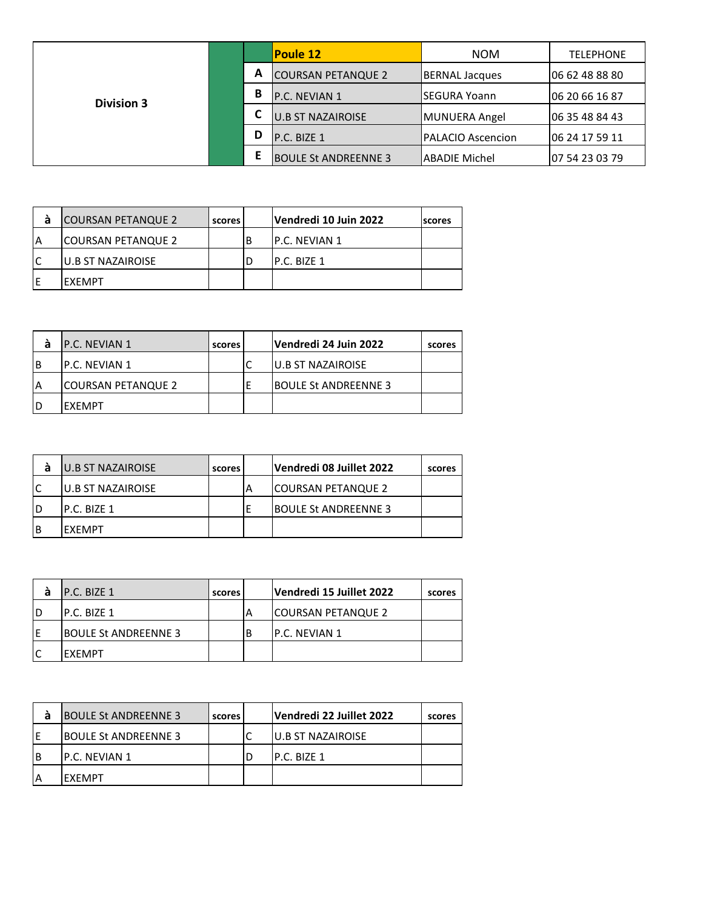| Division 3 | | Poule 12 | NOM | TELEPHONE |
|---|---|---|---|---|
| | A | COURSAN PETANQUE 2 | BERNAL Jacques | 06 62 48 88 80 |
| | B | P.C. NEVIAN 1 | SEGURA Yoann | 06 20 66 16 87 |
| | C | U.B ST NAZAIROISE | MUNUERA Angel | 06 35 48 84 43 |
| | D | P.C. BIZE 1 | PALACIO Ascencion | 06 24 17 59 11 |
| | E | BOULE St ANDREENNE 3 | ABADIE Michel | 07 54 23 03 79 |

| à | COURSAN PETANQUE 2 | scores | | Vendredi 10 Juin 2022 | scores |
|---|---|---|---|---|---|
| A | COURSAN PETANQUE 2 | | B | P.C. NEVIAN 1 | |
| C | U.B ST NAZAIROISE | | D | P.C. BIZE 1 | |
| E | EXEMPT | | | | |

| à | P.C. NEVIAN 1 | scores | | Vendredi 24 Juin 2022 | scores |
|---|---|---|---|---|---|
| B | P.C. NEVIAN 1 | | C | U.B ST NAZAIROISE | |
| A | COURSAN PETANQUE 2 | | E | BOULE St ANDREENNE 3 | |
| D | EXEMPT | | | | |

| à | U.B ST NAZAIROISE | scores | | Vendredi 08 Juillet 2022 | scores |
|---|---|---|---|---|---|
| C | U.B ST NAZAIROISE | | A | COURSAN PETANQUE 2 | |
| D | P.C. BIZE 1 | | E | BOULE St ANDREENNE 3 | |
| B | EXEMPT | | | | |

| à | P.C. BIZE 1 | scores | | Vendredi 15 Juillet 2022 | scores |
|---|---|---|---|---|---|
| D | P.C. BIZE 1 | | A | COURSAN PETANQUE 2 | |
| E | BOULE St ANDREENNE 3 | | B | P.C. NEVIAN 1 | |
| C | EXEMPT | | | | |

| à | BOULE St ANDREENNE 3 | scores | | Vendredi 22 Juillet 2022 | scores |
|---|---|---|---|---|---|
| E | BOULE St ANDREENNE 3 | | C | U.B ST NAZAIROISE | |
| B | P.C. NEVIAN 1 | | D | P.C. BIZE 1 | |
| A | EXEMPT | | | | |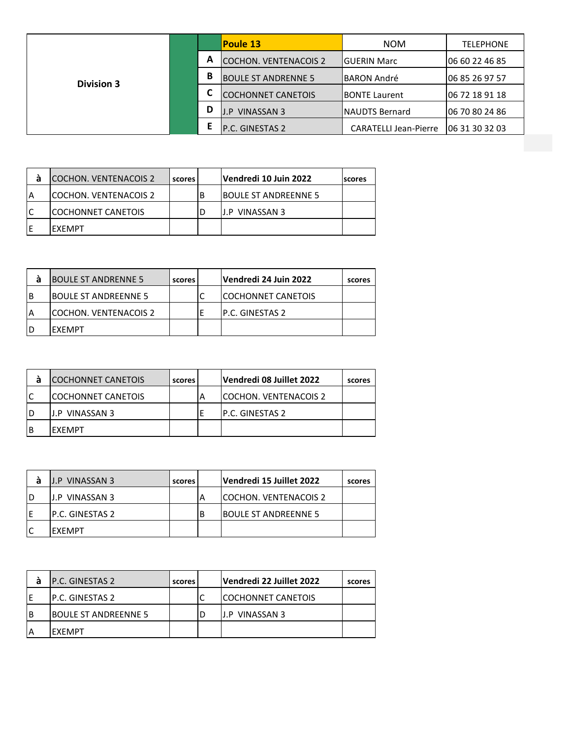| Division 3 | | Poule 13 | NOM | TELEPHONE |
|---|---|---|---|---|
| | A | COCHON. VENTENACOIS 2 | GUERIN Marc | 06 60 22 46 85 |
| | B | BOULE ST ANDRENNE 5 | BARON André | 06 85 26 97 57 |
| | C | COCHONNET CANETOIS | BONTE Laurent | 06 72 18 91 18 |
| | D | J.P VINASSAN 3 | NAUDTS Bernard | 06 70 80 24 86 |
| | E | P.C. GINESTAS 2 | CARATELLI Jean-Pierre | 06 31 30 32 03 |

| à | COCHON. VENTENACOIS 2 | scores | | Vendredi 10 Juin 2022 | scores |
|---|---|---|---|---|---|
| A | COCHON. VENTENACOIS 2 | | B | BOULE ST ANDREENNE 5 | |
| C | COCHONNET CANETOIS | | D | J.P VINASSAN 3 | |
| E | EXEMPT | | | | |

| à | BOULE ST ANDREENNE 5 | scores | | Vendredi 24 Juin 2022 | scores |
|---|---|---|---|---|---|
| B | BOULE ST ANDREENNE 5 | | C | COCHONNET CANETOIS | |
| A | COCHON. VENTENACOIS 2 | | E | P.C. GINESTAS 2 | |
| D | EXEMPT | | | | |

| à | COCHONNET CANETOIS | scores | | Vendredi 08 Juillet 2022 | scores |
|---|---|---|---|---|---|
| C | COCHONNET CANETOIS | | A | COCHON. VENTENACOIS 2 | |
| D | J.P VINASSAN 3 | | E | P.C. GINESTAS 2 | |
| B | EXEMPT | | | | |

| à | J.P VINASSAN 3 | scores | | Vendredi 15 Juillet 2022 | scores |
|---|---|---|---|---|---|
| D | J.P VINASSAN 3 | | A | COCHON. VENTENACOIS 2 | |
| E | P.C. GINESTAS 2 | | B | BOULE ST ANDREENNE 5 | |
| C | EXEMPT | | | | |

| à | P.C. GINESTAS 2 | scores | | Vendredi 22 Juillet 2022 | scores |
|---|---|---|---|---|---|
| E | P.C. GINESTAS 2 | | C | COCHONNET CANETOIS | |
| B | BOULE ST ANDREENNE 5 | | D | J.P VINASSAN 3 | |
| A | EXEMPT | | | | |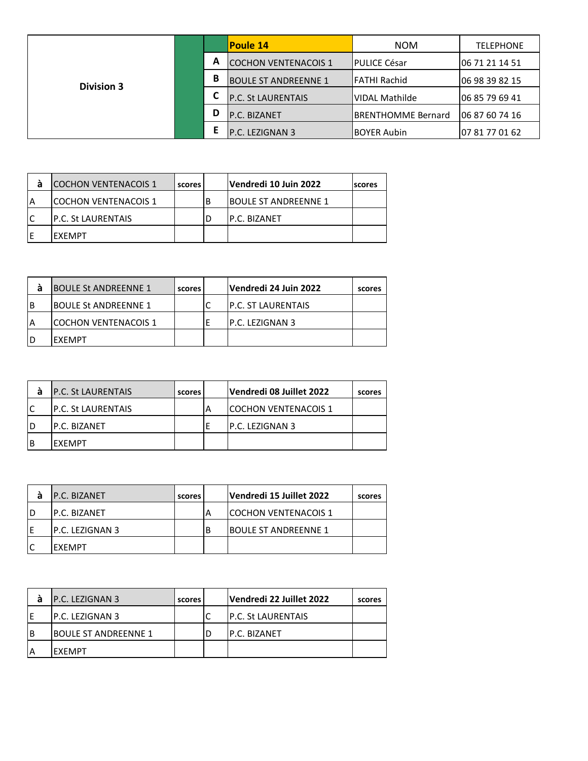| Division 3 | | | Poule 14 | NOM | TELEPHONE |
|---|---|---|---|---|---|
| | | A | COCHON VENTENACOIS 1 | PULICE César | 06 71 21 14 51 |
| | | B | BOULE ST ANDREENNE 1 | FATHI Rachid | 06 98 39 82 15 |
| | | C | P.C. St LAURENTAIS | VIDAL Mathilde | 06 85 79 69 41 |
| | | D | P.C. BIZANET | BRENTHOMME Bernard | 06 87 60 74 16 |
| | | E | P.C. LEZIGNAN 3 | BOYER Aubin | 07 81 77 01 62 |

| à | COCHON VENTENACOIS 1 | scores | | Vendredi 10 Juin 2022 | scores |
|---|---|---|---|---|---|
| A | COCHON VENTENACOIS 1 | | B | BOULE ST ANDREENNE 1 | |
| C | P.C. St LAURENTAIS | | D | P.C. BIZANET | |
| E | EXEMPT | | | | |

| à | BOULE St ANDREENNE 1 | scores | | Vendredi 24 Juin 2022 | scores |
|---|---|---|---|---|---|
| B | BOULE St ANDREENNE 1 | | C | P.C. ST LAURENTAIS | |
| A | COCHON VENTENACOIS 1 | | E | P.C. LEZIGNAN 3 | |
| D | EXEMPT | | | | |

| à | P.C. St LAURENTAIS | scores | | Vendredi 08 Juillet 2022 | scores |
|---|---|---|---|---|---|
| C | P.C. St LAURENTAIS | | A | COCHON VENTENACOIS 1 | |
| D | P.C. BIZANET | | E | P.C. LEZIGNAN 3 | |
| B | EXEMPT | | | | |

| à | P.C. BIZANET | scores | | Vendredi 15 Juillet 2022 | scores |
|---|---|---|---|---|---|
| D | P.C. BIZANET | | A | COCHON VENTENACOIS 1 | |
| E | P.C. LEZIGNAN 3 | | B | BOULE ST ANDREENNE 1 | |
| C | EXEMPT | | | | |

| à | P.C. LEZIGNAN 3 | scores | | Vendredi 22 Juillet 2022 | scores |
|---|---|---|---|---|---|
| E | P.C. LEZIGNAN 3 | | C | P.C. St LAURENTAIS | |
| B | BOULE ST ANDREENNE 1 | | D | P.C. BIZANET | |
| A | EXEMPT | | | | |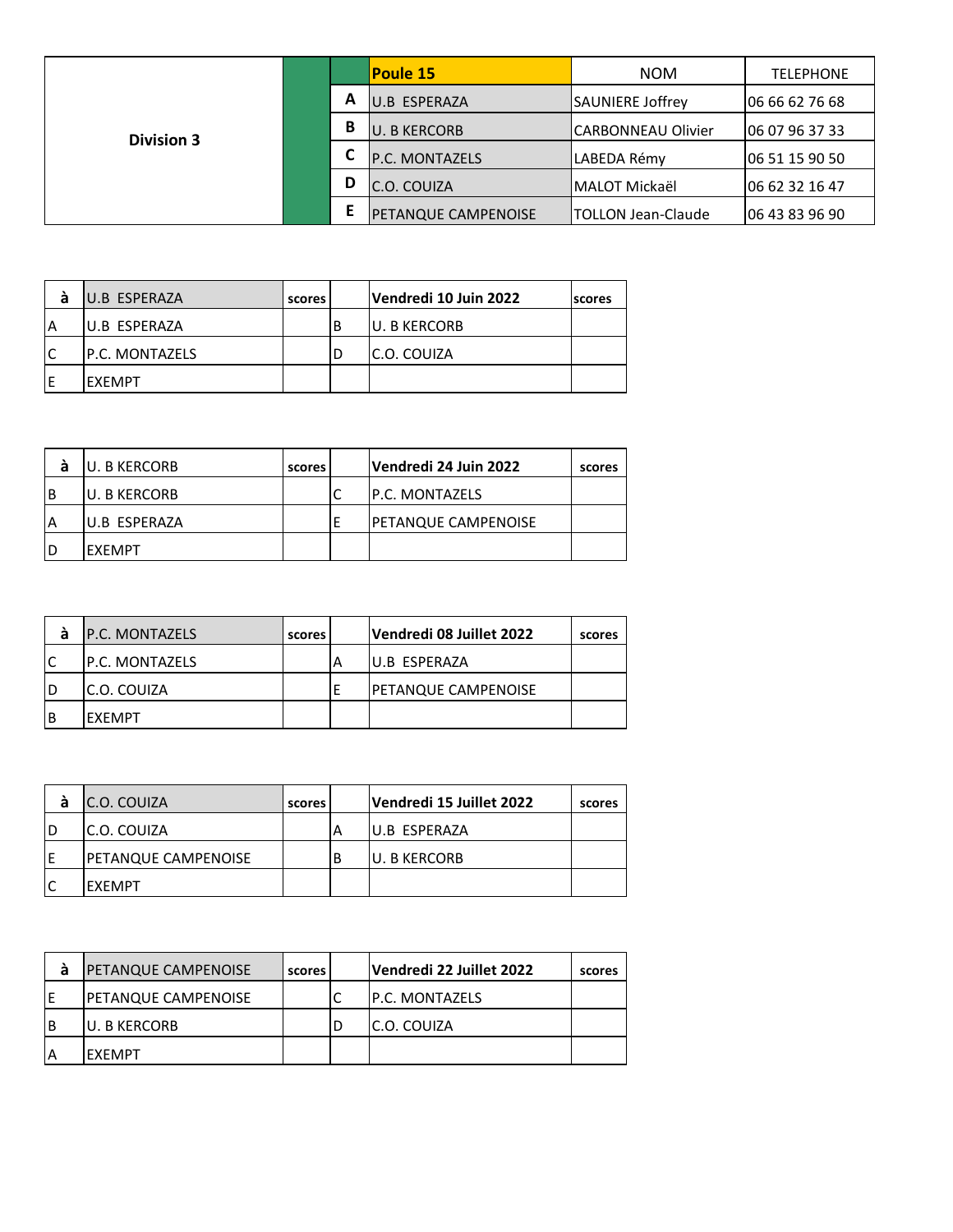| Division 3 | | | Poule 15 | NOM | TELEPHONE |
|---|---|---|---|---|---|
| | | A | U.B ESPERAZA | SAUNIERE Joffrey | 06 66 62 76 68 |
| | | B | U. B KERCORB | CARBONNEAU Olivier | 06 07 96 37 33 |
| | | C | P.C. MONTAZELS | LABEDA Rémy | 06 51 15 90 50 |
| | | D | C.O. COUIZA | MALOT Mickaël | 06 62 32 16 47 |
| | | E | PETANQUE CAMPENOISE | TOLLON Jean-Claude | 06 43 83 96 90 |

| à | U.B ESPERAZA | scores | | Vendredi 10 Juin 2022 | scores |
|---|---|---|---|---|---|
| A | U.B ESPERAZA | | B | U. B KERCORB | |
| C | P.C. MONTAZELS | | D | C.O. COUIZA | |
| E | EXEMPT | | | | |

| à | U. B KERCORB | scores | | Vendredi 24 Juin 2022 | scores |
|---|---|---|---|---|---|
| B | U. B KERCORB | | C | P.C. MONTAZELS | |
| A | U.B ESPERAZA | | E | PETANQUE CAMPENOISE | |
| D | EXEMPT | | | | |

| à | P.C. MONTAZELS | scores | | Vendredi 08 Juillet 2022 | scores |
|---|---|---|---|---|---|
| C | P.C. MONTAZELS | | A | U.B ESPERAZA | |
| D | C.O. COUIZA | | E | PETANQUE CAMPENOISE | |
| B | EXEMPT | | | | |

| à | C.O. COUIZA | scores | | Vendredi 15 Juillet 2022 | scores |
|---|---|---|---|---|---|
| D | C.O. COUIZA | | A | U.B ESPERAZA | |
| E | PETANQUE CAMPENOISE | | B | U. B KERCORB | |
| C | EXEMPT | | | | |

| à | PETANQUE CAMPENOISE | scores | | Vendredi 22 Juillet 2022 | scores |
|---|---|---|---|---|---|
| E | PETANQUE CAMPENOISE | | C | P.C. MONTAZELS | |
| B | U. B KERCORB | | D | C.O. COUIZA | |
| A | EXEMPT | | | | |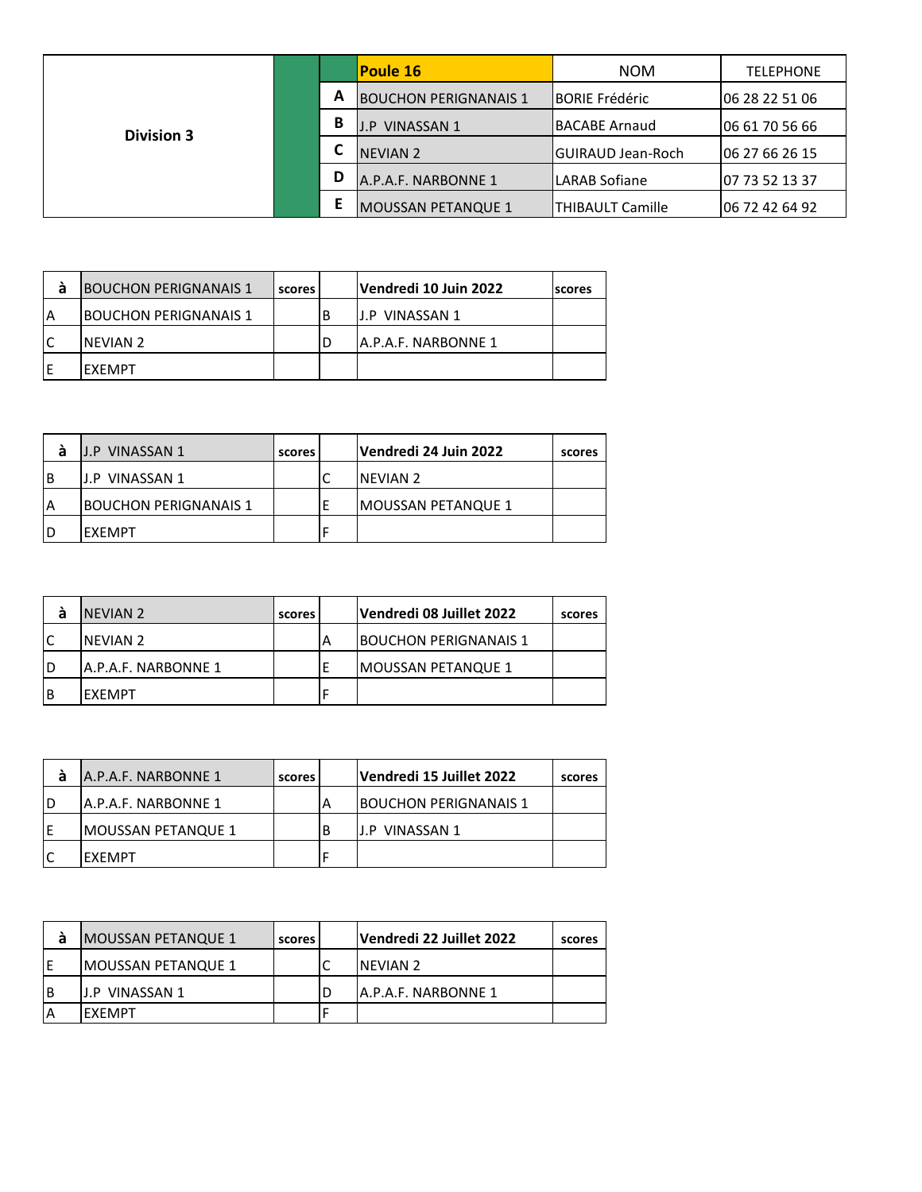| Division 3 | | | Poule 16 | NOM | TELEPHONE |
|---|---|---|---|---|---|
| | | A | BOUCHON PERIGNANAIS 1 | BORIE Frédéric | 06 28 22 51 06 |
| | | B | J.P  VINASSAN 1 | BACABE Arnaud | 06 61 70 56 66 |
| | | C | NEVIAN 2 | GUIRAUD Jean-Roch | 06 27 66 26 15 |
| | | D | A.P.A.F. NARBONNE 1 | LARAB Sofiane | 07 73 52 13 37 |
| | | E | MOUSSAN PETANQUE 1 | THIBAULT Camille | 06 72 42 64 92 |

| à | BOUCHON PERIGNANAIS 1 | scores | | Vendredi 10 Juin 2022 | scores |
|---|---|---|---|---|---|
| A | BOUCHON PERIGNANAIS 1 | | B | J.P  VINASSAN 1 | |
| C | NEVIAN 2 | | D | A.P.A.F. NARBONNE 1 | |
| E | EXEMPT | | | | |

| à | J.P  VINASSAN 1 | scores | | Vendredi 24 Juin 2022 | scores |
|---|---|---|---|---|---|
| B | J.P  VINASSAN 1 | | C | NEVIAN 2 | |
| A | BOUCHON PERIGNANAIS 1 | | E | MOUSSAN PETANQUE 1 | |
| D | EXEMPT | | F | | |

| à | NEVIAN 2 | scores | | Vendredi 08 Juillet 2022 | scores |
|---|---|---|---|---|---|
| C | NEVIAN 2 | | A | BOUCHON PERIGNANAIS 1 | |
| D | A.P.A.F. NARBONNE 1 | | E | MOUSSAN PETANQUE 1 | |
| B | EXEMPT | | F | | |

| à | A.P.A.F. NARBONNE 1 | scores | | Vendredi 15 Juillet 2022 | scores |
|---|---|---|---|---|---|
| D | A.P.A.F. NARBONNE 1 | | A | BOUCHON PERIGNANAIS 1 | |
| E | MOUSSAN PETANQUE 1 | | B | J.P  VINASSAN 1 | |
| C | EXEMPT | | F | | |

| à | MOUSSAN PETANQUE 1 | scores | | Vendredi 22 Juillet 2022 | scores |
|---|---|---|---|---|---|
| E | MOUSSAN PETANQUE 1 | | C | NEVIAN 2 | |
| B | J.P  VINASSAN 1 | | D | A.P.A.F. NARBONNE 1 | |
| A | EXEMPT | | F | | |